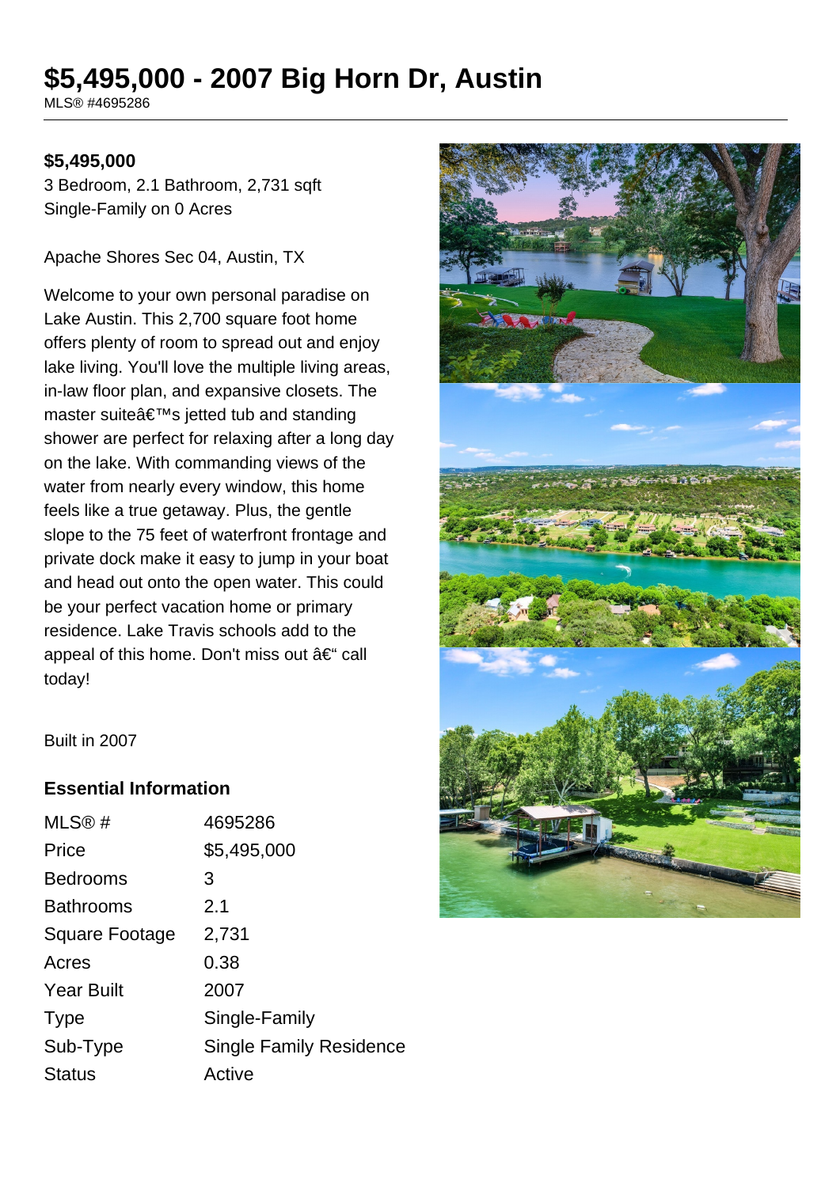# $5,495,000 - 2007 Big Horn Dr, Austin

MLS® #4695286

**$5,495,000**

3 Bedroom, 2.1 Bathroom, 2,731 sqft

Single-Family on 0 Acres

Apache Shores Sec 04, Austin, TX

Welcome to your own personal paradise on Lake Austin. This 2,700 square foot home offers plenty of room to spread out and enjoy lake living. You'll love the multiple living areas, in-law floor plan, and expansive closets. The master suiteâ€™s jetted tub and standing shower are perfect for relaxing after a long day on the lake. With commanding views of the water from nearly every window, this home feels like a true getaway. Plus, the gentle slope to the 75 feet of waterfront frontage and private dock make it easy to jump in your boat and head out onto the open water. This could be your perfect vacation home or primary residence. Lake Travis schools add to the appeal of this home. Don't miss out â€“ call today!

Built in 2007

## Essential Information

| | |
|---|---|
| MLS® # | 4695286 |
| Price | $5,495,000 |
| Bedrooms | 3 |
| Bathrooms | 2.1 |
| Square Footage | 2,731 |
| Acres | 0.38 |
| Year Built | 2007 |
| Type | Single-Family |
| Sub-Type | Single Family Residence |
| Status | Active |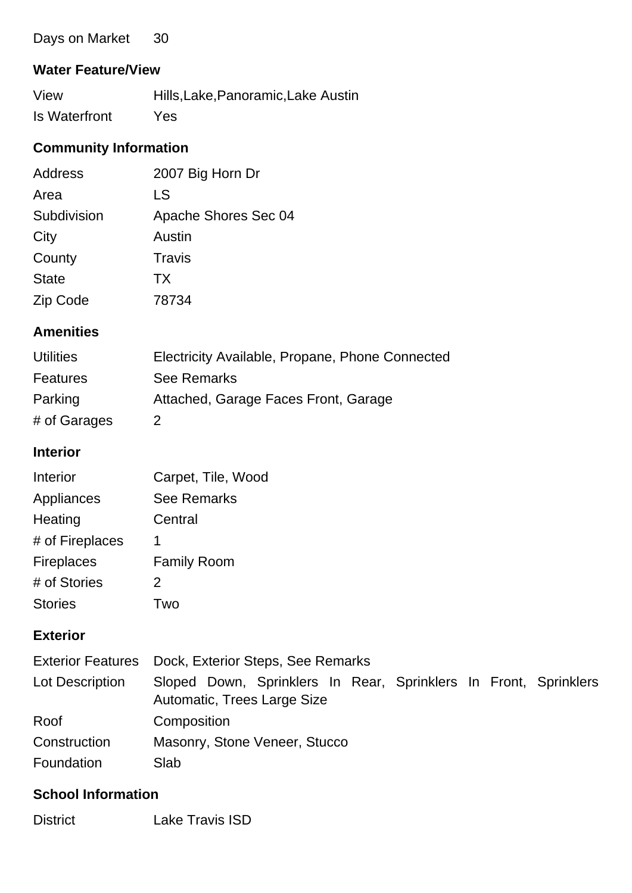| | |
|---|---|
| Days on Market | 30 |

### Water Feature/View

| | |
|---|---|
| View | Hills,Lake,Panoramic,Lake Austin |
| Is Waterfront | Yes |

### Community Information

| | |
|---|---|
| Address | 2007 Big Horn Dr |
| Area | LS |
| Subdivision | Apache Shores Sec 04 |
| City | Austin |
| County | Travis |
| State | TX |
| Zip Code | 78734 |

### Amenities

| | |
|---|---|
| Utilities | Electricity Available, Propane, Phone Connected |
| Features | See Remarks |
| Parking | Attached, Garage Faces Front, Garage |
| # of Garages | 2 |

### Interior

| | |
|---|---|
| Interior | Carpet, Tile, Wood |
| Appliances | See Remarks |
| Heating | Central |
| # of Fireplaces | 1 |
| Fireplaces | Family Room |
| # of Stories | 2 |
| Stories | Two |

### Exterior

| | |
|---|---|
| Exterior Features | Dock, Exterior Steps, See Remarks |
| Lot Description | Sloped Down, Sprinklers In Rear, Sprinklers In Front, Sprinklers Automatic, Trees Large Size |
| Roof | Composition |
| Construction | Masonry, Stone Veneer, Stucco |
| Foundation | Slab |

### School Information

| | |
|---|---|
| District | Lake Travis ISD |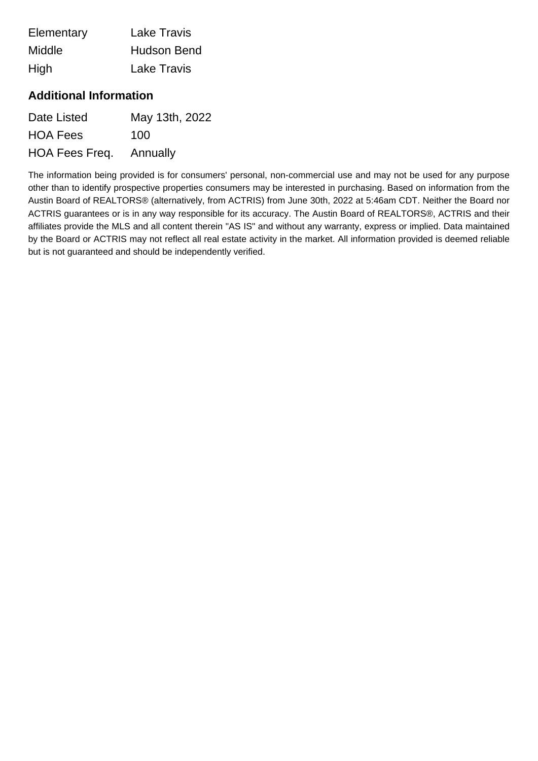| | |
|---|---|
| Elementary | Lake Travis |
| Middle | Hudson Bend |
| High | Lake Travis |

## Additional Information

| | |
|---|---|
| Date Listed | May 13th, 2022 |
| HOA Fees | 100 |
| HOA Fees Freq. | Annually |

The information being provided is for consumers' personal, non-commercial use and may not be used for any purpose other than to identify prospective properties consumers may be interested in purchasing. Based on information from the Austin Board of REALTORS® (alternatively, from ACTRIS) from June 30th, 2022 at 5:46am CDT. Neither the Board nor ACTRIS guarantees or is in any way responsible for its accuracy. The Austin Board of REALTORS®, ACTRIS and their affiliates provide the MLS and all content therein "AS IS" and without any warranty, express or implied. Data maintained by the Board or ACTRIS may not reflect all real estate activity in the market. All information provided is deemed reliable but is not guaranteed and should be independently verified.